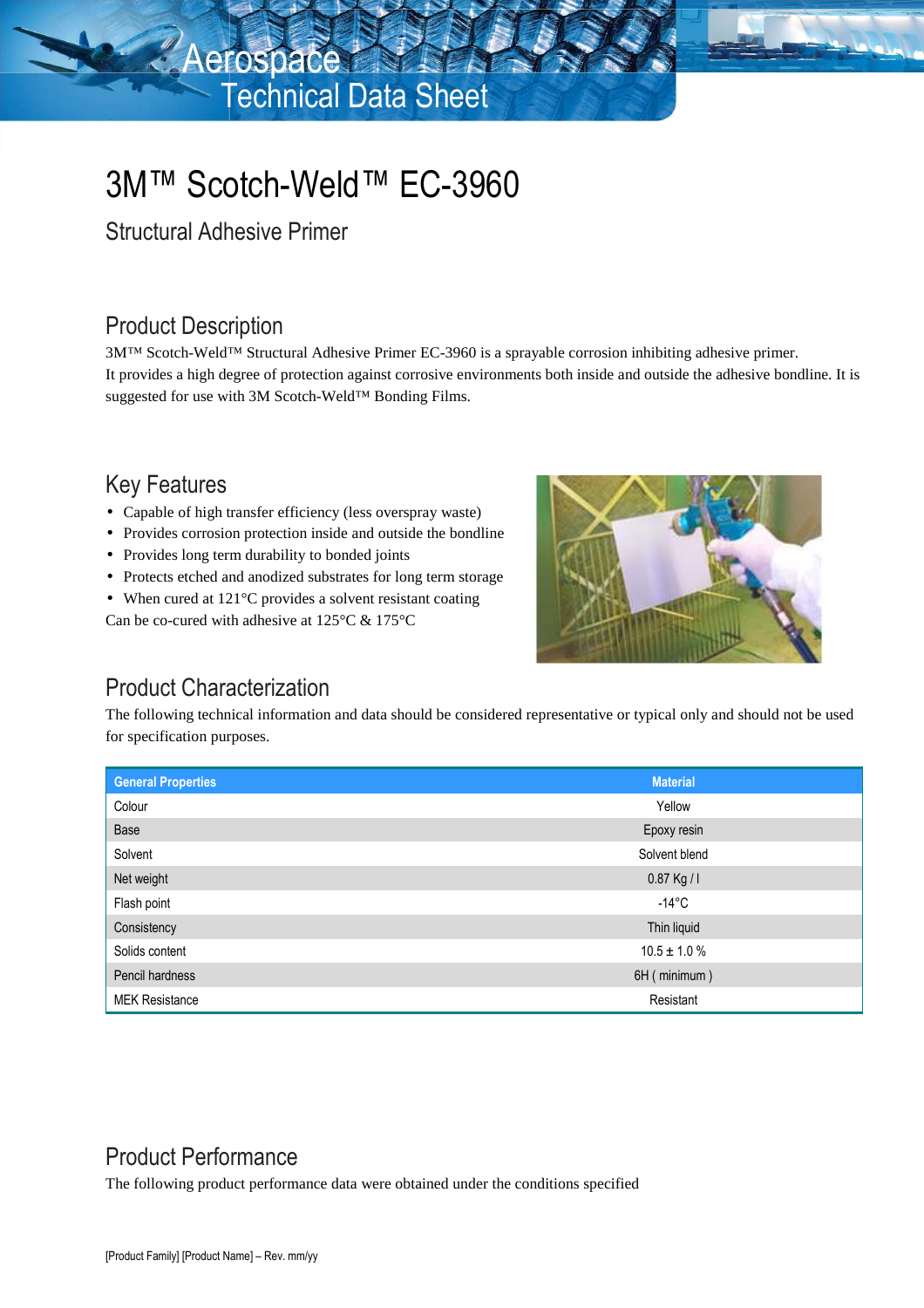Aerospace
Technical Data Sheet

# 3M™ Scotch-Weld™ EC-3960

## Structural Adhesive Primer

## Product Description

3M™ Scotch-Weld™ Structural Adhesive Primer EC-3960 is a sprayable corrosion inhibiting adhesive primer.
It provides a high degree of protection against corrosive environments both inside and outside the adhesive bondline. It is suggested for use with 3M Scotch-Weld™ Bonding Films.

## Key Features

- Capable of high transfer efficiency (less overspray waste)
- Provides corrosion protection inside and outside the bondline
- Provides long term durability to bonded joints
- Protects etched and anodized substrates for long term storage
- When cured at 121°C provides a solvent resistant coating

Can be co-cured with adhesive at 125°C & 175°C

## Product Characterization

The following technical information and data should be considered representative or typical only and should not be used for specification purposes.

| General Properties | Material |
|---|---|
| Colour | Yellow |
| Base | Epoxy resin |
| Solvent | Solvent blend |
| Net weight | 0.87 Kg / l |
| Flash point | -14°C |
| Consistency | Thin liquid |
| Solids content | 10.5 ± 1.0 % |
| Pencil hardness | 6H ( minimum ) |
| MEK Resistance | Resistant |

## Product Performance

The following product performance data were obtained under the conditions specified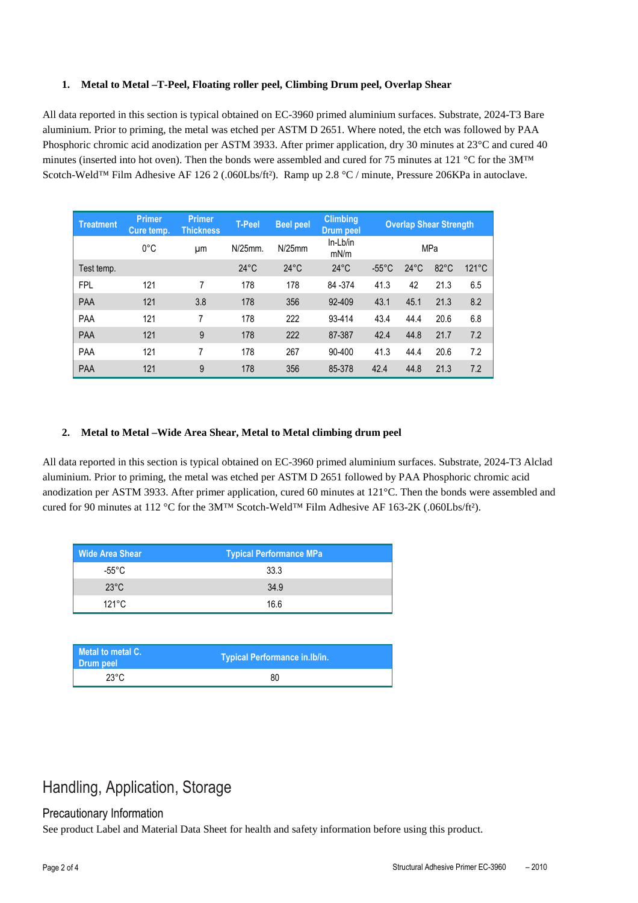### 1. Metal to Metal –T-Peel, Floating roller peel, Climbing Drum peel, Overlap Shear

All data reported in this section is typical obtained on EC-3960 primed aluminium surfaces. Substrate, 2024-T3 Bare aluminium. Prior to priming, the metal was etched per ASTM D 2651. Where noted, the etch was followed by PAA Phosphoric chromic acid anodization per ASTM 3933. After primer application, dry 30 minutes at 23°C and cured 40 minutes (inserted into hot oven). Then the bonds were assembled and cured for 75 minutes at 121 °C for the 3M™ Scotch-Weld™ Film Adhesive AF 126 2 (.060Lbs/ft²). Ramp up 2.8 °C / minute, Pressure 206KPa in autoclave.

| Treatment | Primer Cure temp. | Primer Thickness | T-Peel | Beel peel | Climbing Drum peel | Overlap Shear Strength | | | |
|---|---|---|---|---|---|---|---|---|---|
| | 0°C | µm | N/25mm. | N/25mm | In-Lb/in mN/m | MPa | | | |
| Test temp. | | | 24°C | 24°C | 24°C | -55°C | 24°C | 82°C | 121°C |
| FPL | 121 | 7 | 178 | 178 | 84 -374 | 41.3 | 42 | 21.3 | 6.5 |
| PAA | 121 | 3.8 | 178 | 356 | 92-409 | 43.1 | 45.1 | 21.3 | 8.2 |
| PAA | 121 | 7 | 178 | 222 | 93-414 | 43.4 | 44.4 | 20.6 | 6.8 |
| PAA | 121 | 9 | 178 | 222 | 87-387 | 42.4 | 44.8 | 21.7 | 7.2 |
| PAA | 121 | 7 | 178 | 267 | 90-400 | 41.3 | 44.4 | 20.6 | 7.2 |
| PAA | 121 | 9 | 178 | 356 | 85-378 | 42.4 | 44.8 | 21.3 | 7.2 |

### 2. Metal to Metal –Wide Area Shear, Metal to Metal climbing drum peel

All data reported in this section is typical obtained on EC-3960 primed aluminium surfaces. Substrate, 2024-T3 Alclad aluminium. Prior to priming, the metal was etched per ASTM D 2651 followed by PAA Phosphoric chromic acid anodization per ASTM 3933. After primer application, cured 60 minutes at 121°C. Then the bonds were assembled and cured for 90 minutes at 112 °C for the 3M™ Scotch-Weld™ Film Adhesive AF 163-2K (.060Lbs/ft²).

| Wide Area Shear | Typical Performance MPa |
|---|---|
| -55°C | 33.3 |
| 23°C | 34.9 |
| 121°C | 16.6 |

| Metal to metal C. Drum peel | Typical Performance in.lb/in. |
|---|---|
| 23°C | 80 |

# Handling, Application, Storage

## Precautionary Information

See product Label and Material Data Sheet for health and safety information before using this product.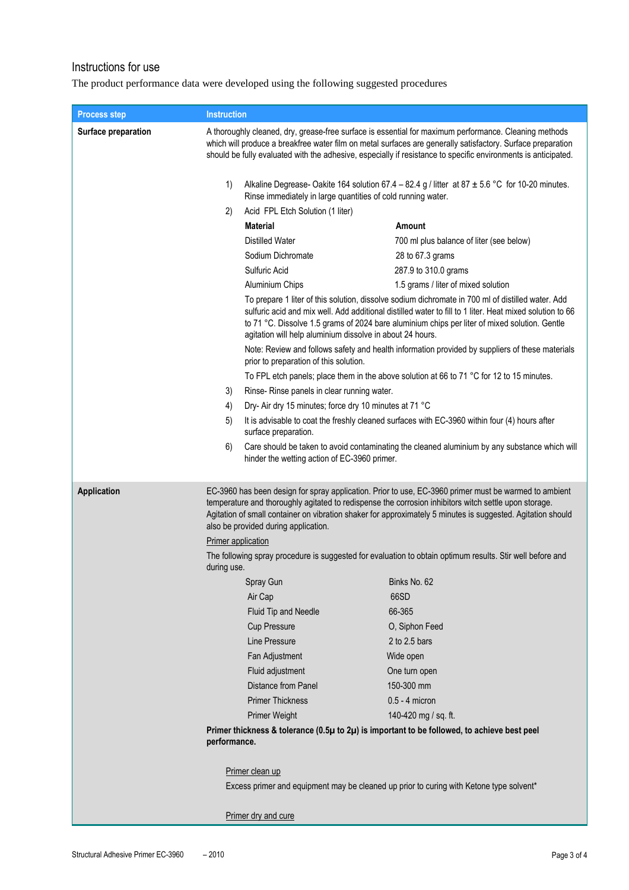## Instructions for use

The product performance data were developed using the following suggested procedures

| Process step | Instruction |
| --- | --- |
| **Surface preparation** | A thoroughly cleaned, dry, grease-free surface is essential for maximum performance. Cleaning methods which will produce a breakfree water film on metal surfaces are generally satisfactory. Surface preparation should be fully evaluated with the adhesive, especially if resistance to specific environments is anticipated.<br><br>1) Alkaline Degrease- Oakite 164 solution 67.4 – 82.4 g / litter at 87 ± 5.6 °C for 10-20 minutes. Rinse immediately in large quantities of cold running water.<br>2) Acid FPL Etch Solution (1 liter)<br>**Material** / **Amount**<br>Distilled Water – 700 ml plus balance of liter (see below)<br>Sodium Dichromate – 28 to 67.3 grams<br>Sulfuric Acid – 287.9 to 310.0 grams<br>Aluminium Chips – 1.5 grams / liter of mixed solution<br>To prepare 1 liter of this solution, dissolve sodium dichromate in 700 ml of distilled water. Add sulfuric acid and mix well. Add additional distilled water to fill to 1 liter. Heat mixed solution to 66 to 71 °C. Dissolve 1.5 grams of 2024 bare aluminium chips per liter of mixed solution. Gentle agitation will help aluminium dissolve in about 24 hours.<br>Note: Review and follows safety and health information provided by suppliers of these materials prior to preparation of this solution.<br>To FPL etch panels; place them in the above solution at 66 to 71 °C for 12 to 15 minutes.<br>3) Rinse- Rinse panels in clear running water.<br>4) Dry- Air dry 15 minutes; force dry 10 minutes at 71 °C<br>5) It is advisable to coat the freshly cleaned surfaces with EC-3960 within four (4) hours after surface preparation.<br>6) Care should be taken to avoid contaminating the cleaned aluminium by any substance which will hinder the wetting action of EC-3960 primer. |
| **Application** | EC-3960 has been design for spray application. Prior to use, EC-3960 primer must be warmed to ambient temperature and thoroughly agitated to redispense the corrosion inhibitors witch settle upon storage. Agitation of small container on vibration shaker for approximately 5 minutes is suggested. Agitation should also be provided during application.<br><br>Primer application<br>The following spray procedure is suggested for evaluation to obtain optimum results. Stir well before and during use.<br>Spray Gun – Binks No. 62<br>Air Cap – 66SD<br>Fluid Tip and Needle – 66-365<br>Cup Pressure – O, Siphon Feed<br>Line Pressure – 2 to 2.5 bars<br>Fan Adjustment – Wide open<br>Fluid adjustment – One turn open<br>Distance from Panel – 150-300 mm<br>Primer Thickness – 0.5 - 4 micron<br>Primer Weight – 140-420 mg / sq. ft.<br>**Primer thickness & tolerance (0.5µ to 2µ) is important to be followed, to achieve best peel performance.**<br><br>Primer clean up<br>Excess primer and equipment may be cleaned up prior to curing with Ketone type solvent*<br><br>Primer dry and cure |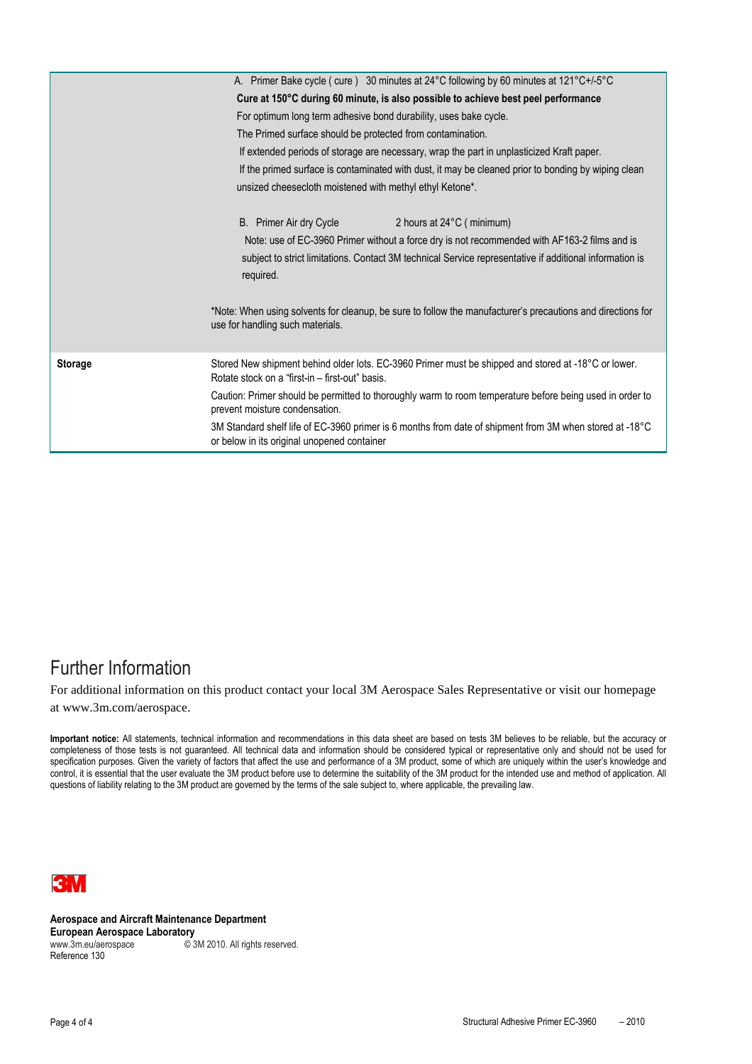| | |
|---|---|
| | A. Primer Bake cycle ( cure ) 30 minutes at 24°C following by 60 minutes at 121°C+/-5°C<br>**Cure at 150°C during 60 minute, is also possible to achieve best peel performance**<br>For optimum long term adhesive bond durability, uses bake cycle.<br>The Primed surface should be protected from contamination.<br>If extended periods of storage are necessary, wrap the part in unplasticized Kraft paper.<br>If the primed surface is contaminated with dust, it may be cleaned prior to bonding by wiping clean unsized cheesecloth moistened with methyl ethyl Ketone*.<br><br>B. Primer Air dry Cycle 2 hours at 24°C ( minimum)<br>Note: use of EC-3960 Primer without a force dry is not recommended with AF163-2 films and is subject to strict limitations. Contact 3M technical Service representative if additional information is required.<br><br>*Note: When using solvents for cleanup, be sure to follow the manufacturer's precautions and directions for use for handling such materials. |
| **Storage** | Stored New shipment behind older lots. EC-3960 Primer must be shipped and stored at -18°C or lower. Rotate stock on a "first-in – first-out" basis.<br>Caution: Primer should be permitted to thoroughly warm to room temperature before being used in order to prevent moisture condensation.<br>3M Standard shelf life of EC-3960 primer is 6 months from date of shipment from 3M when stored at -18°C or below in its original unopened container |

# Further Information

For additional information on this product contact your local 3M Aerospace Sales Representative or visit our homepage at www.3m.com/aerospace.

**Important notice:** All statements, technical information and recommendations in this data sheet are based on tests 3M believes to be reliable, but the accuracy or completeness of those tests is not guaranteed. All technical data and information should be considered typical or representative only and should not be used for specification purposes. Given the variety of factors that affect the use and performance of a 3M product, some of which are uniquely within the user's knowledge and control, it is essential that the user evaluate the 3M product before use to determine the suitability of the 3M product for the intended use and method of application. All questions of liability relating to the 3M product are governed by the terms of the sale subject to, where applicable, the prevailing law.

3M

**Aerospace and Aircraft Maintenance Department**
**European Aerospace Laboratory**
www.3m.eu/aerospace © 3M 2010. All rights reserved.
Reference 130